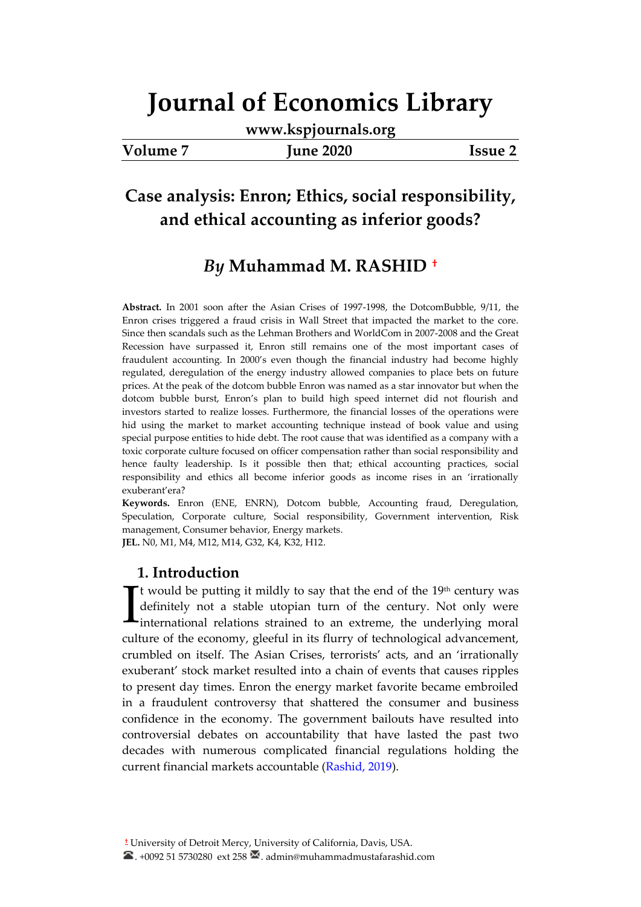# Journal of Economics Library

**www.kspjournals.org**

**Volume 7 June 2020 Issue 2**

## Case analysis: Enron; Ethics, social responsibility, and ethical accounting as inferior goods?

### *By* Muhammad M. RASHID [†]

**Abstract.** In 2001 soon after the Asian Crises of 1997-1998, the DotcomBubble, 9/11, the Enron crises triggered a fraud crisis in Wall Street that impacted the market to the core. Since then scandals such as the Lehman Brothers and WorldCom in 2007-2008 and the Great Recession have surpassed it, Enron still remains one of the most important cases of fraudulent accounting. In 2000's even though the financial industry had become highly regulated, deregulation of the energy industry allowed companies to place bets on future prices. At the peak of the dotcom bubble Enron was named as a star innovator but when the dotcom bubble burst, Enron's plan to build high speed internet did not flourish and investors started to realize losses. Furthermore, the financial losses of the operations were hid using the market to market accounting technique instead of book value and using special purpose entities to hide debt. The root cause that was identified as a company with a toxic corporate culture focused on officer compensation rather than social responsibility and hence faulty leadership. Is it possible then that; ethical accounting practices, social responsibility and ethics all become inferior goods as income rises in an 'irrationally exuberant'era?

**Keywords.** Enron (ENE, ENRN), Dotcom bubble, Accounting fraud, Deregulation, Speculation, Corporate culture, Social responsibility, Government intervention, Risk management, Consumer behavior, Energy markets.

**JEL.** N0, M1, M4, M12, M14, G32, K4, K32, H12.

## 1. Introduction

It would be putting it mildly to say that the end of the 19th century was definitely not a stable utopian turn of the century. Not only were international relations strained to an extreme, the underlying moral culture of the economy, gleeful in its flurry of technological advancement, crumbled on itself. The Asian Crises, terrorists' acts, and an 'irrationally exuberant' stock market resulted into a chain of events that causes ripples to present day times. Enron the energy market favorite became embroiled in a fraudulent controversy that shattered the consumer and business confidence in the economy. The government bailouts have resulted into controversial debates on accountability that have lasted the past two decades with numerous complicated financial regulations holding the current financial markets accountable (Rashid, 2019).

[†] University of Detroit Mercy, University of California, Davis, USA.
☎. +0092 51 5730280 ext 258 ✉. admin@muhammadmustafarashid.com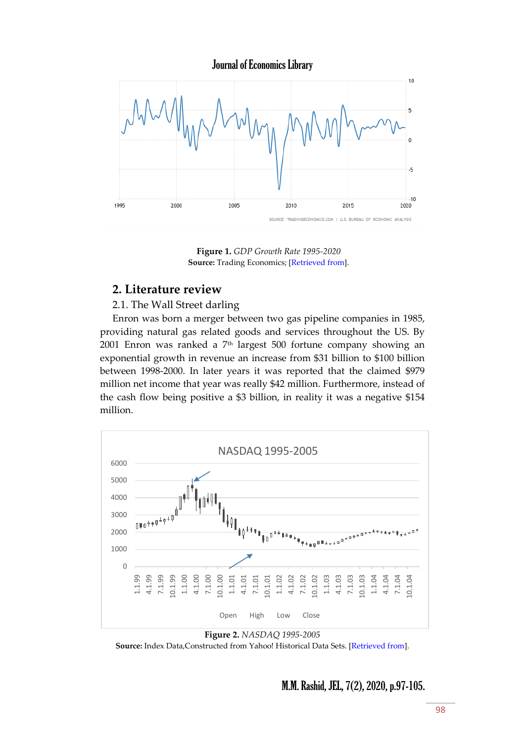**Figure 1.** *GDP Growth Rate 1995-2020*
**Source:** Trading Economics; [Retrieved from].

## 2. Literature review

### 2.1. The Wall Street darling

Enron was born a merger between two gas pipeline companies in 1985, providing natural gas related goods and services throughout the US. By 2001 Enron was ranked a 7th largest 500 fortune company showing an exponential growth in revenue an increase from $31 billion to $100 billion between 1998-2000. In later years it was reported that the claimed $979 million net income that year was really $42 million. Furthermore, instead of the cash flow being positive a $3 billion, in reality it was a negative $154 million.

**Figure 2.** *NASDAQ 1995-2005*
**Source:** Index Data,Constructed from Yahoo! Historical Data Sets. [Retrieved from].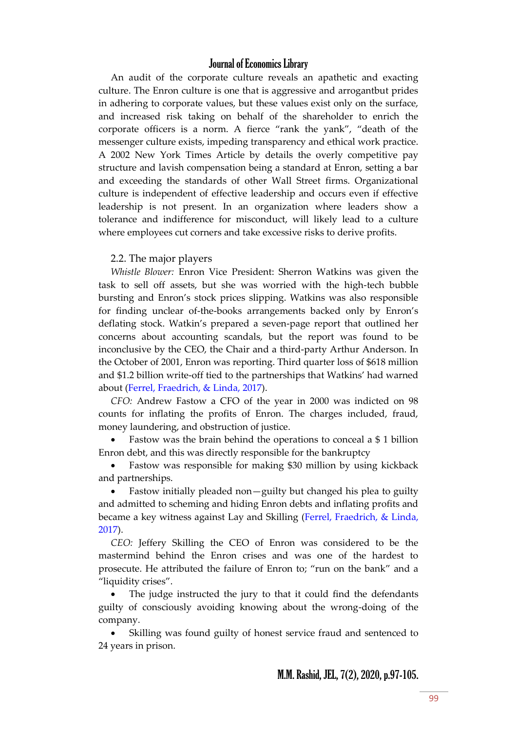An audit of the corporate culture reveals an apathetic and exacting culture. The Enron culture is one that is aggressive and arrogantbut prides in adhering to corporate values, but these values exist only on the surface, and increased risk taking on behalf of the shareholder to enrich the corporate officers is a norm. A fierce "rank the yank", "death of the messenger culture exists, impeding transparency and ethical work practice. A 2002 New York Times Article by details the overly competitive pay structure and lavish compensation being a standard at Enron, setting a bar and exceeding the standards of other Wall Street firms. Organizational culture is independent of effective leadership and occurs even if effective leadership is not present. In an organization where leaders show a tolerance and indifference for misconduct, will likely lead to a culture where employees cut corners and take excessive risks to derive profits.

## 2.2. The major players

*Whistle Blower:* Enron Vice President: Sherron Watkins was given the task to sell off assets, but she was worried with the high-tech bubble bursting and Enron's stock prices slipping. Watkins was also responsible for finding unclear of-the-books arrangements backed only by Enron's deflating stock. Watkin's prepared a seven-page report that outlined her concerns about accounting scandals, but the report was found to be inconclusive by the CEO, the Chair and a third-party Arthur Anderson. In the October of 2001, Enron was reporting. Third quarter loss of $618 million and $1.2 billion write-off tied to the partnerships that Watkins' had warned about (Ferrel, Fraedrich, & Linda, 2017).

*CFO:* Andrew Fastow a CFO of the year in 2000 was indicted on 98 counts for inflating the profits of Enron. The charges included, fraud, money laundering, and obstruction of justice.

- Fastow was the brain behind the operations to conceal a $ 1 billion Enron debt, and this was directly responsible for the bankruptcy
- Fastow was responsible for making $30 million by using kickback and partnerships.
- Fastow initially pleaded non—guilty but changed his plea to guilty and admitted to scheming and hiding Enron debts and inflating profits and became a key witness against Lay and Skilling (Ferrel, Fraedrich, & Linda, 2017).

*CEO:* Jeffery Skilling the CEO of Enron was considered to be the mastermind behind the Enron crises and was one of the hardest to prosecute. He attributed the failure of Enron to; "run on the bank" and a "liquidity crises".

- The judge instructed the jury to that it could find the defendants guilty of consciously avoiding knowing about the wrong-doing of the company.
- Skilling was found guilty of honest service fraud and sentenced to 24 years in prison.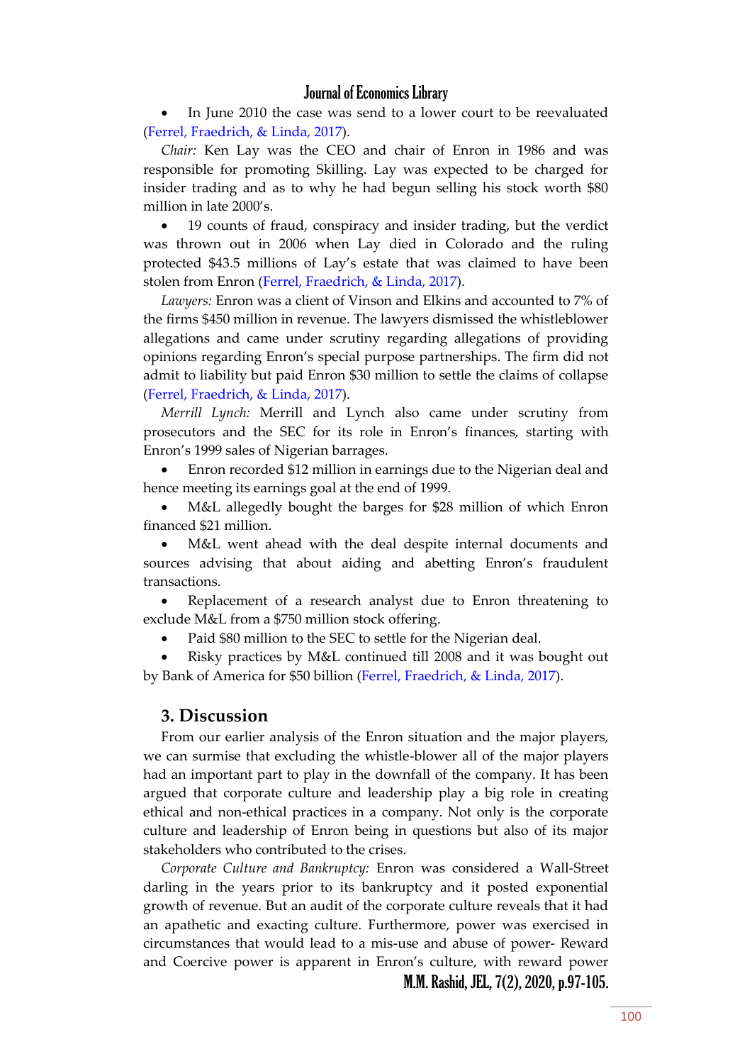- In June 2010 the case was send to a lower court to be reevaluated (Ferrel, Fraedrich, & Linda, 2017).

*Chair:* Ken Lay was the CEO and chair of Enron in 1986 and was responsible for promoting Skilling. Lay was expected to be charged for insider trading and as to why he had begun selling his stock worth $80 million in late 2000's.

- 19 counts of fraud, conspiracy and insider trading, but the verdict was thrown out in 2006 when Lay died in Colorado and the ruling protected $43.5 millions of Lay's estate that was claimed to have been stolen from Enron (Ferrel, Fraedrich, & Linda, 2017).

*Lawyers:* Enron was a client of Vinson and Elkins and accounted to 7% of the firms $450 million in revenue. The lawyers dismissed the whistleblower allegations and came under scrutiny regarding allegations of providing opinions regarding Enron's special purpose partnerships. The firm did not admit to liability but paid Enron $30 million to settle the claims of collapse (Ferrel, Fraedrich, & Linda, 2017).

*Merrill Lynch:* Merrill and Lynch also came under scrutiny from prosecutors and the SEC for its role in Enron's finances, starting with Enron's 1999 sales of Nigerian barrages.

- Enron recorded $12 million in earnings due to the Nigerian deal and hence meeting its earnings goal at the end of 1999.
- M&L allegedly bought the barges for $28 million of which Enron financed $21 million.
- M&L went ahead with the deal despite internal documents and sources advising that about aiding and abetting Enron's fraudulent transactions.
- Replacement of a research analyst due to Enron threatening to exclude M&L from a $750 million stock offering.
- Paid $80 million to the SEC to settle for the Nigerian deal.
- Risky practices by M&L continued till 2008 and it was bought out by Bank of America for $50 billion (Ferrel, Fraedrich, & Linda, 2017).

## 3. Discussion

From our earlier analysis of the Enron situation and the major players, we can surmise that excluding the whistle-blower all of the major players had an important part to play in the downfall of the company. It has been argued that corporate culture and leadership play a big role in creating ethical and non-ethical practices in a company. Not only is the corporate culture and leadership of Enron being in questions but also of its major stakeholders who contributed to the crises.

*Corporate Culture and Bankruptcy:* Enron was considered a Wall-Street darling in the years prior to its bankruptcy and it posted exponential growth of revenue. But an audit of the corporate culture reveals that it had an apathetic and exacting culture. Furthermore, power was exercised in circumstances that would lead to a mis-use and abuse of power- Reward and Coercive power is apparent in Enron's culture, with reward power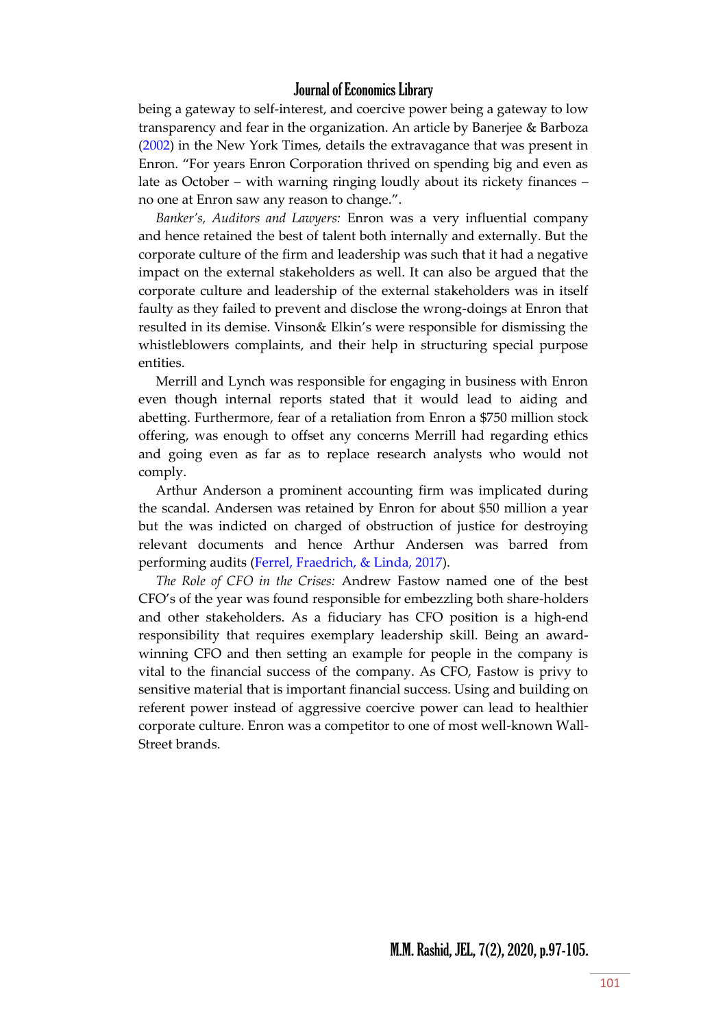being a gateway to self-interest, and coercive power being a gateway to low transparency and fear in the organization. An article by Banerjee & Barboza (2002) in the New York Times, details the extravagance that was present in Enron. "For years Enron Corporation thrived on spending big and even as late as October – with warning ringing loudly about its rickety finances – no one at Enron saw any reason to change.".

*Banker's, Auditors and Lawyers:* Enron was a very influential company and hence retained the best of talent both internally and externally. But the corporate culture of the firm and leadership was such that it had a negative impact on the external stakeholders as well. It can also be argued that the corporate culture and leadership of the external stakeholders was in itself faulty as they failed to prevent and disclose the wrong-doings at Enron that resulted in its demise. Vinson& Elkin's were responsible for dismissing the whistleblowers complaints, and their help in structuring special purpose entities.

Merrill and Lynch was responsible for engaging in business with Enron even though internal reports stated that it would lead to aiding and abetting. Furthermore, fear of a retaliation from Enron a $750 million stock offering, was enough to offset any concerns Merrill had regarding ethics and going even as far as to replace research analysts who would not comply.

Arthur Anderson a prominent accounting firm was implicated during the scandal. Andersen was retained by Enron for about $50 million a year but the was indicted on charged of obstruction of justice for destroying relevant documents and hence Arthur Andersen was barred from performing audits (Ferrel, Fraedrich, & Linda, 2017).

*The Role of CFO in the Crises:* Andrew Fastow named one of the best CFO's of the year was found responsible for embezzling both share-holders and other stakeholders. As a fiduciary has CFO position is a high-end responsibility that requires exemplary leadership skill. Being an award-winning CFO and then setting an example for people in the company is vital to the financial success of the company. As CFO, Fastow is privy to sensitive material that is important financial success. Using and building on referent power instead of aggressive coercive power can lead to healthier corporate culture. Enron was a competitor to one of most well-known Wall-Street brands.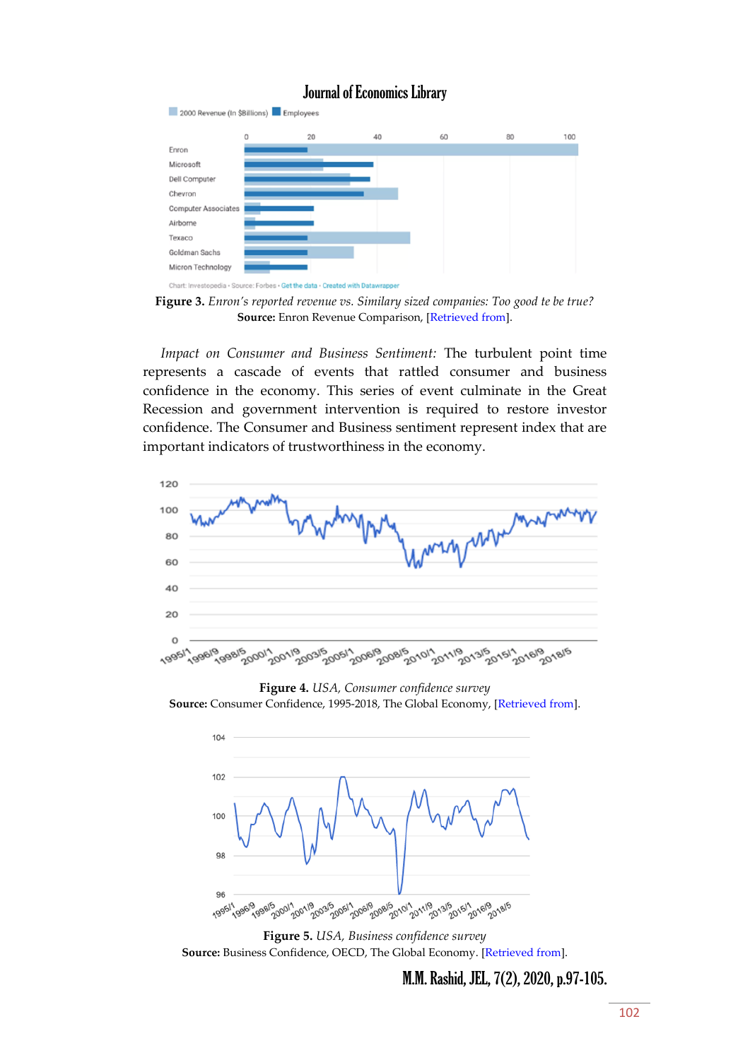**Figure 3.** *Enron's reported revenue vs. Similary sized companies: Too good te be true?*
**Source:** Enron Revenue Comparison, [Retrieved from].

*Impact on Consumer and Business Sentiment:* The turbulent point time represents a cascade of events that rattled consumer and business confidence in the economy. This series of event culminate in the Great Recession and government intervention is required to restore investor confidence. The Consumer and Business sentiment represent index that are important indicators of trustworthiness in the economy.

**Figure 4.** *USA, Consumer confidence survey*
**Source:** Consumer Confidence, 1995-2018, The Global Economy, [Retrieved from].

**Figure 5.** *USA, Business confidence survey*
**Source:** Business Confidence, OECD, The Global Economy. [Retrieved from].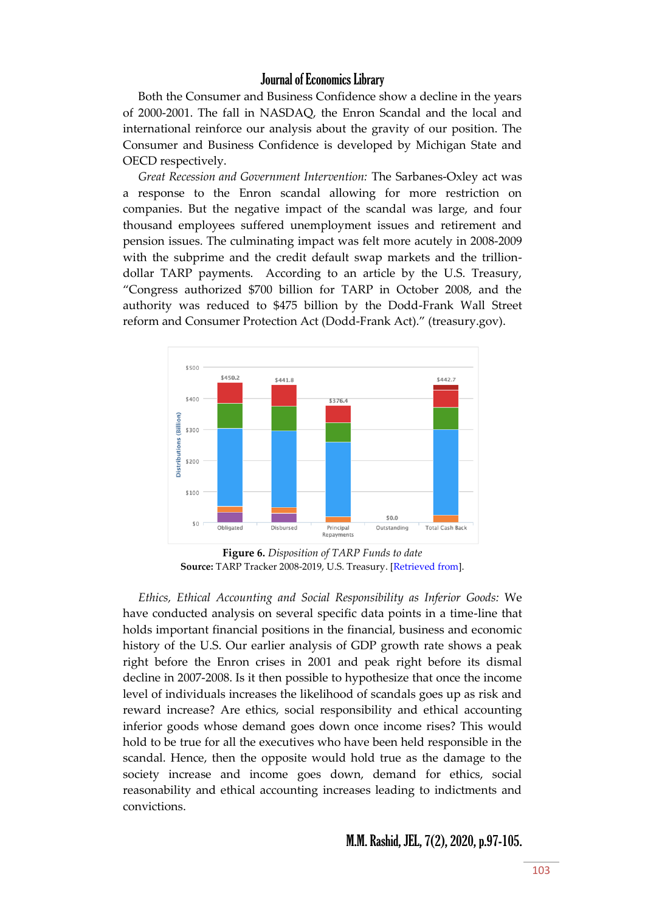Both the Consumer and Business Confidence show a decline in the years of 2000-2001. The fall in NASDAQ, the Enron Scandal and the local and international reinforce our analysis about the gravity of our position. The Consumer and Business Confidence is developed by Michigan State and OECD respectively.

*Great Recession and Government Intervention:* The Sarbanes-Oxley act was a response to the Enron scandal allowing for more restriction on companies. But the negative impact of the scandal was large, and four thousand employees suffered unemployment issues and retirement and pension issues. The culminating impact was felt more acutely in 2008-2009 with the subprime and the credit default swap markets and the trillion-dollar TARP payments. According to an article by the U.S. Treasury, "Congress authorized $700 billion for TARP in October 2008, and the authority was reduced to $475 billion by the Dodd-Frank Wall Street reform and Consumer Protection Act (Dodd-Frank Act)." (treasury.gov).

**Figure 6.** *Disposition of TARP Funds to date*
**Source:** TARP Tracker 2008-2019, U.S. Treasury. [Retrieved from].

*Ethics, Ethical Accounting and Social Responsibility as Inferior Goods:* We have conducted analysis on several specific data points in a time-line that holds important financial positions in the financial, business and economic history of the U.S. Our earlier analysis of GDP growth rate shows a peak right before the Enron crises in 2001 and peak right before its dismal decline in 2007-2008. Is it then possible to hypothesize that once the income level of individuals increases the likelihood of scandals goes up as risk and reward increase? Are ethics, social responsibility and ethical accounting inferior goods whose demand goes down once income rises? This would hold to be true for all the executives who have been held responsible in the scandal. Hence, then the opposite would hold true as the damage to the society increase and income goes down, demand for ethics, social reasonability and ethical accounting increases leading to indictments and convictions.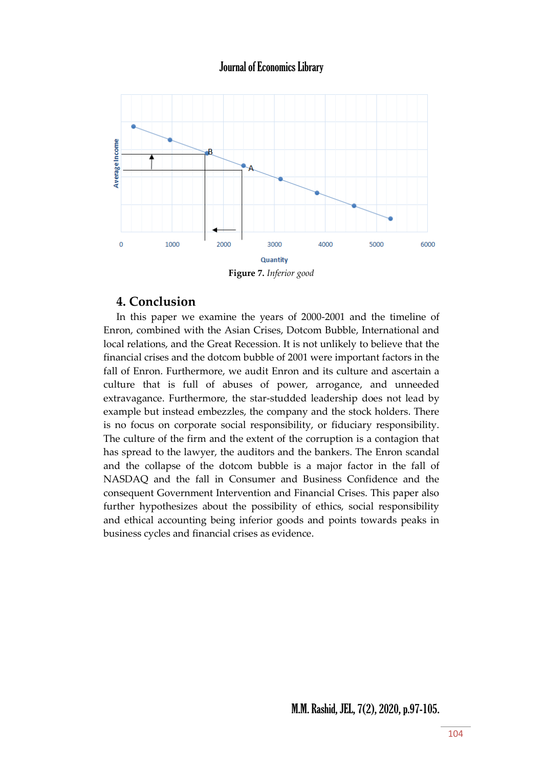Figure 7. *Inferior good*

## 4. Conclusion

In this paper we examine the years of 2000-2001 and the timeline of Enron, combined with the Asian Crises, Dotcom Bubble, International and local relations, and the Great Recession. It is not unlikely to believe that the financial crises and the dotcom bubble of 2001 were important factors in the fall of Enron. Furthermore, we audit Enron and its culture and ascertain a culture that is full of abuses of power, arrogance, and unneeded extravagance. Furthermore, the star-studded leadership does not lead by example but instead embezzles, the company and the stock holders. There is no focus on corporate social responsibility, or fiduciary responsibility. The culture of the firm and the extent of the corruption is a contagion that has spread to the lawyer, the auditors and the bankers. The Enron scandal and the collapse of the dotcom bubble is a major factor in the fall of NASDAQ and the fall in Consumer and Business Confidence and the consequent Government Intervention and Financial Crises. This paper also further hypothesizes about the possibility of ethics, social responsibility and ethical accounting being inferior goods and points towards peaks in business cycles and financial crises as evidence.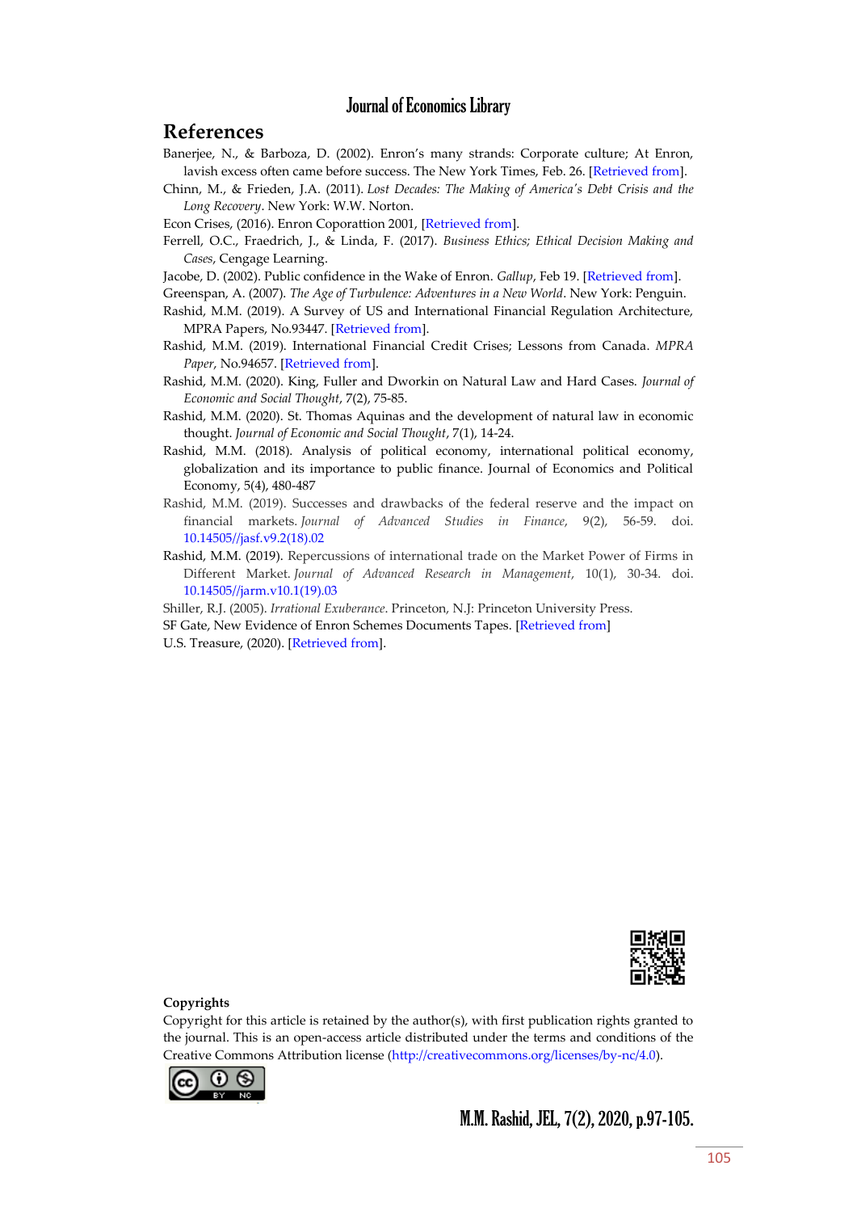## References

Banerjee, N., & Barboza, D. (2002). Enron's many strands: Corporate culture; At Enron, lavish excess often came before success. The New York Times, Feb. 26. [Retrieved from].

Chinn, M., & Frieden, J.A. (2011). *Lost Decades: The Making of America's Debt Crisis and the Long Recovery*. New York: W.W. Norton.

Econ Crises, (2016). Enron Coporattion 2001, [Retrieved from].

Ferrell, O.C., Fraedrich, J., & Linda, F. (2017). *Business Ethics; Ethical Decision Making and Cases*, Cengage Learning.

Jacobe, D. (2002). Public confidence in the Wake of Enron. *Gallup*, Feb 19. [Retrieved from].

Greenspan, A. (2007). *The Age of Turbulence: Adventures in a New World*. New York: Penguin.

Rashid, M.M. (2019). A Survey of US and International Financial Regulation Architecture, MPRA Papers, No.93447. [Retrieved from].

Rashid, M.M. (2019). International Financial Credit Crises; Lessons from Canada. *MPRA Paper*, No.94657. [Retrieved from].

Rashid, M.M. (2020). King, Fuller and Dworkin on Natural Law and Hard Cases. *Journal of Economic and Social Thought*, 7(2), 75-85.

Rashid, M.M. (2020). St. Thomas Aquinas and the development of natural law in economic thought. *Journal of Economic and Social Thought*, 7(1), 14-24.

Rashid, M.M. (2018). Analysis of political economy, international political economy, globalization and its importance to public finance. Journal of Economics and Political Economy, 5(4), 480-487

Rashid, M.M. (2019). Successes and drawbacks of the federal reserve and the impact on financial markets. *Journal of Advanced Studies in Finance*, 9(2), 56-59. doi. 10.14505//jasf.v9.2(18).02

Rashid, M.M. (2019). Repercussions of international trade on the Market Power of Firms in Different Market. *Journal of Advanced Research in Management*, 10(1), 30-34. doi. 10.14505//jarm.v10.1(19).03

Shiller, R.J. (2005). *Irrational Exuberance*. Princeton, N.J: Princeton University Press.

SF Gate, New Evidence of Enron Schemes Documents Tapes. [Retrieved from]

U.S. Treasure, (2020). [Retrieved from].

**Copyrights**

Copyright for this article is retained by the author(s), with first publication rights granted to the journal. This is an open-access article distributed under the terms and conditions of the Creative Commons Attribution license (http://creativecommons.org/licenses/by-nc/4.0).